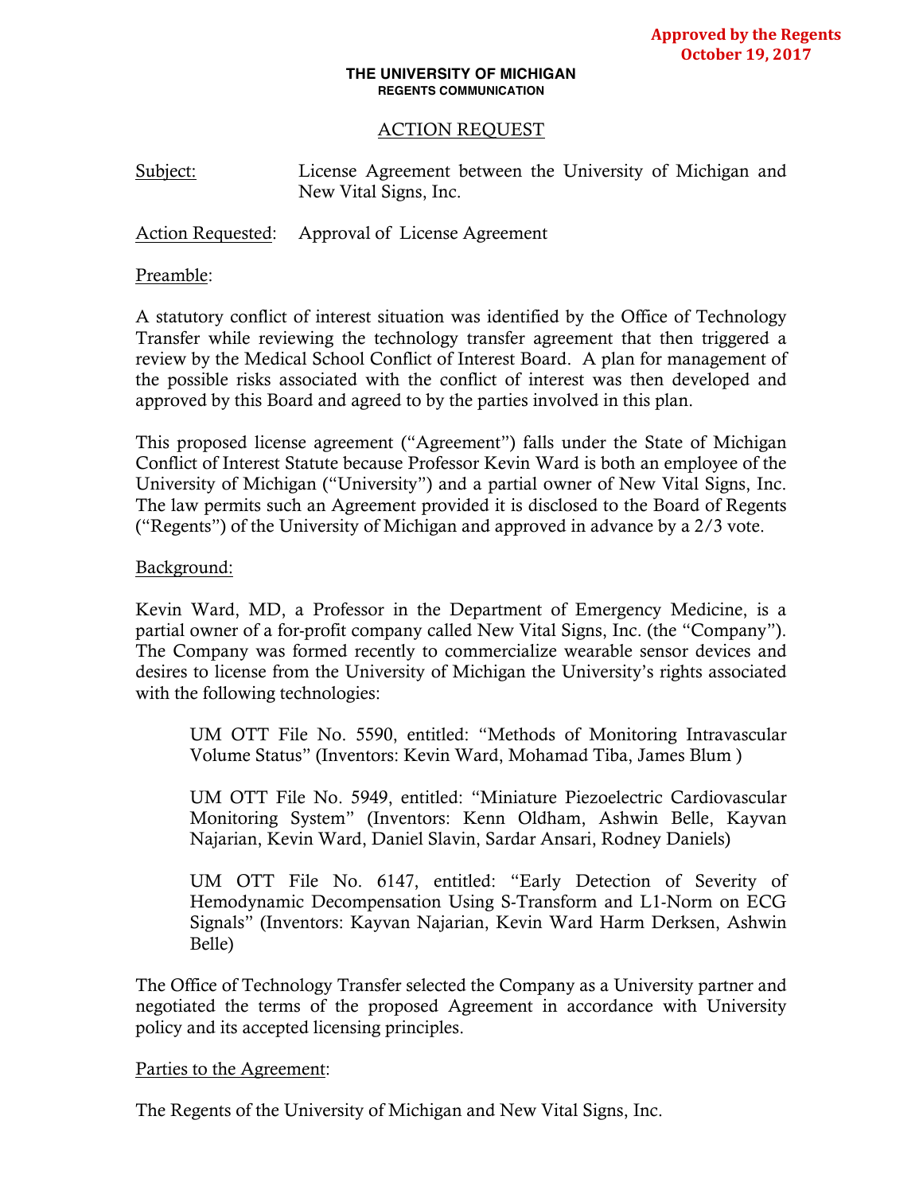**Approved by the Regents**
**October 19, 2017**

**THE UNIVERSITY OF MICHIGAN**
**REGENTS COMMUNICATION**

ACTION REQUEST

Subject: License Agreement between the University of Michigan and New Vital Signs, Inc.

Action Requested: Approval of License Agreement

Preamble:

A statutory conflict of interest situation was identified by the Office of Technology Transfer while reviewing the technology transfer agreement that then triggered a review by the Medical School Conflict of Interest Board. A plan for management of the possible risks associated with the conflict of interest was then developed and approved by this Board and agreed to by the parties involved in this plan.

This proposed license agreement ("Agreement") falls under the State of Michigan Conflict of Interest Statute because Professor Kevin Ward is both an employee of the University of Michigan ("University") and a partial owner of New Vital Signs, Inc. The law permits such an Agreement provided it is disclosed to the Board of Regents ("Regents") of the University of Michigan and approved in advance by a 2/3 vote.

Background:

Kevin Ward, MD, a Professor in the Department of Emergency Medicine, is a partial owner of a for-profit company called New Vital Signs, Inc. (the "Company"). The Company was formed recently to commercialize wearable sensor devices and desires to license from the University of Michigan the University's rights associated with the following technologies:

> UM OTT File No. 5590, entitled: "Methods of Monitoring Intravascular Volume Status" (Inventors: Kevin Ward, Mohamad Tiba, James Blum )
>
> UM OTT File No. 5949, entitled: "Miniature Piezoelectric Cardiovascular Monitoring System" (Inventors: Kenn Oldham, Ashwin Belle, Kayvan Najarian, Kevin Ward, Daniel Slavin, Sardar Ansari, Rodney Daniels)
>
> UM OTT File No. 6147, entitled: "Early Detection of Severity of Hemodynamic Decompensation Using S-Transform and L1-Norm on ECG Signals" (Inventors: Kayvan Najarian, Kevin Ward Harm Derksen, Ashwin Belle)

The Office of Technology Transfer selected the Company as a University partner and negotiated the terms of the proposed Agreement in accordance with University policy and its accepted licensing principles.

Parties to the Agreement:

The Regents of the University of Michigan and New Vital Signs, Inc.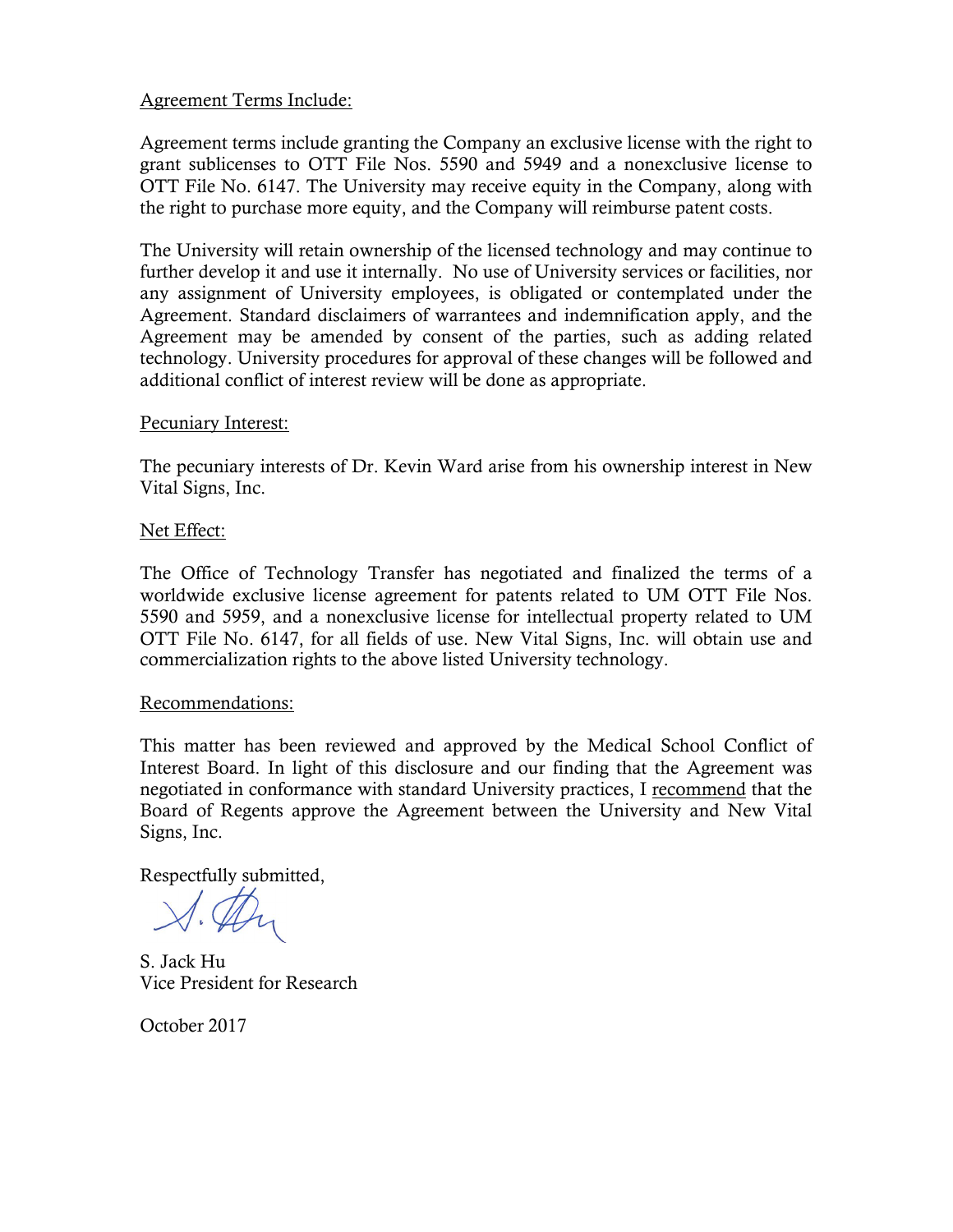<u>Agreement Terms Include:</u>

Agreement terms include granting the Company an exclusive license with the right to grant sublicenses to OTT File Nos. 5590 and 5949 and a nonexclusive license to OTT File No. 6147. The University may receive equity in the Company, along with the right to purchase more equity, and the Company will reimburse patent costs.

The University will retain ownership of the licensed technology and may continue to further develop it and use it internally. No use of University services or facilities, nor any assignment of University employees, is obligated or contemplated under the Agreement. Standard disclaimers of warrantees and indemnification apply, and the Agreement may be amended by consent of the parties, such as adding related technology. University procedures for approval of these changes will be followed and additional conflict of interest review will be done as appropriate.

<u>Pecuniary Interest:</u>

The pecuniary interests of Dr. Kevin Ward arise from his ownership interest in New Vital Signs, Inc.

<u>Net Effect:</u>

The Office of Technology Transfer has negotiated and finalized the terms of a worldwide exclusive license agreement for patents related to UM OTT File Nos. 5590 and 5959, and a nonexclusive license for intellectual property related to UM OTT File No. 6147, for all fields of use. New Vital Signs, Inc. will obtain use and commercialization rights to the above listed University technology.

<u>Recommendations:</u>

This matter has been reviewed and approved by the Medical School Conflict of Interest Board. In light of this disclosure and our finding that the Agreement was negotiated in conformance with standard University practices, I <u>recommend</u> that the Board of Regents approve the Agreement between the University and New Vital Signs, Inc.

Respectfully submitted,

S. Jack Hu
Vice President for Research

October 2017